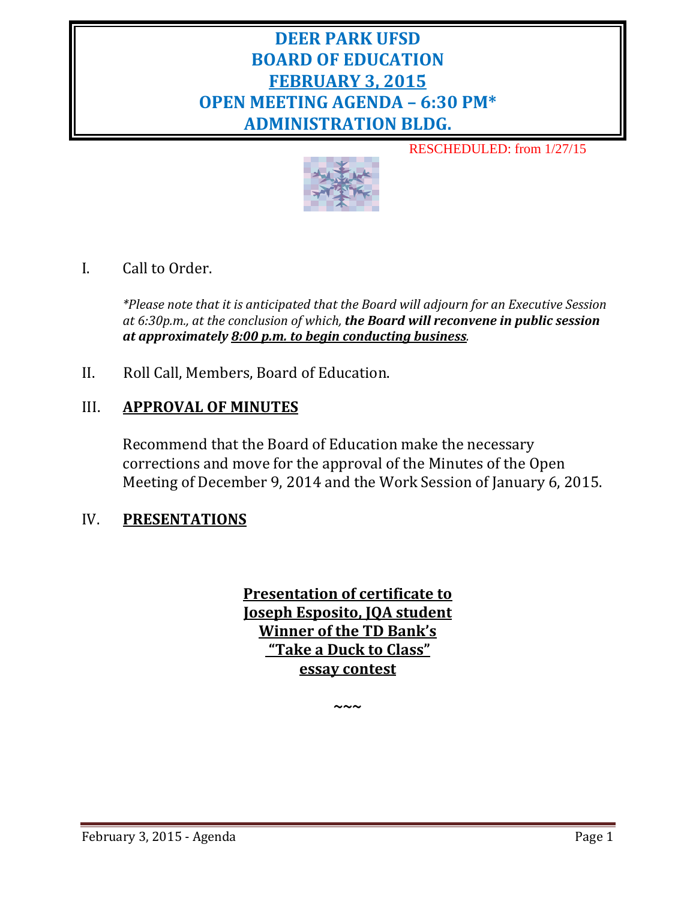# DEER PARK UFSD
# BOARD OF EDUCATION
# FEBRUARY 3, 2015
# OPEN MEETING AGENDA – 6:30 PM*
# ADMINISTRATION BLDG.

RESCHEDULED: from 1/27/15

I. Call to Order.

*\*Please note that it is anticipated that the Board will adjourn for an Executive Session at 6:30p.m., at the conclusion of which,* ***the Board will reconvene in public session at approximately 8:00 p.m. to begin conducting business****.*

II. Roll Call, Members, Board of Education.

III. **APPROVAL OF MINUTES**

Recommend that the Board of Education make the necessary corrections and move for the approval of the Minutes of the Open Meeting of December 9, 2014 and the Work Session of January 6, 2015.

IV. **PRESENTATIONS**

**Presentation of certificate to**
**Joseph Esposito, JQA student**
**Winner of the TD Bank's**
**"Take a Duck to Class"**
**essay contest**

~~~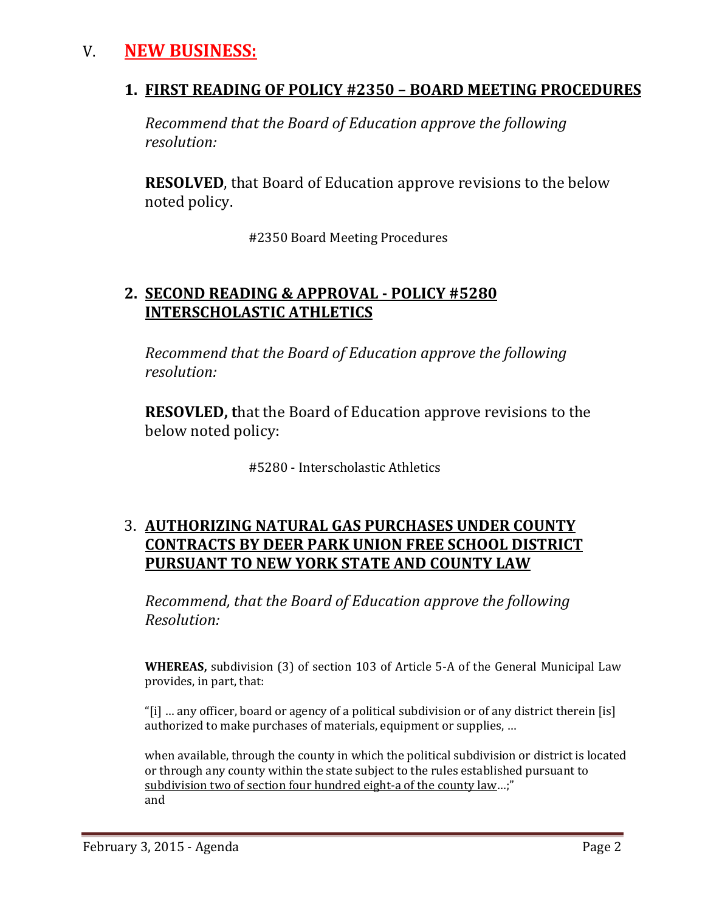# V. NEW BUSINESS:

## 1. FIRST READING OF POLICY #2350 – BOARD MEETING PROCEDURES

*Recommend that the Board of Education approve the following resolution:*

**RESOLVED**, that Board of Education approve revisions to the below noted policy.

#2350 Board Meeting Procedures

## 2. SECOND READING & APPROVAL - POLICY #5280 INTERSCHOLASTIC ATHLETICS

*Recommend that the Board of Education approve the following resolution:*

**RESOVLED, t**hat the Board of Education approve revisions to the below noted policy:

#5280 - Interscholastic Athletics

## 3. AUTHORIZING NATURAL GAS PURCHASES UNDER COUNTY CONTRACTS BY DEER PARK UNION FREE SCHOOL DISTRICT PURSUANT TO NEW YORK STATE AND COUNTY LAW

*Recommend, that the Board of Education approve the following Resolution:*

**WHEREAS,** subdivision (3) of section 103 of Article 5-A of the General Municipal Law provides, in part, that:

"[i] … any officer, board or agency of a political subdivision or of any district therein [is] authorized to make purchases of materials, equipment or supplies, …

when available, through the county in which the political subdivision or district is located or through any county within the state subject to the rules established pursuant to subdivision two of section four hundred eight-a of the county law…;" and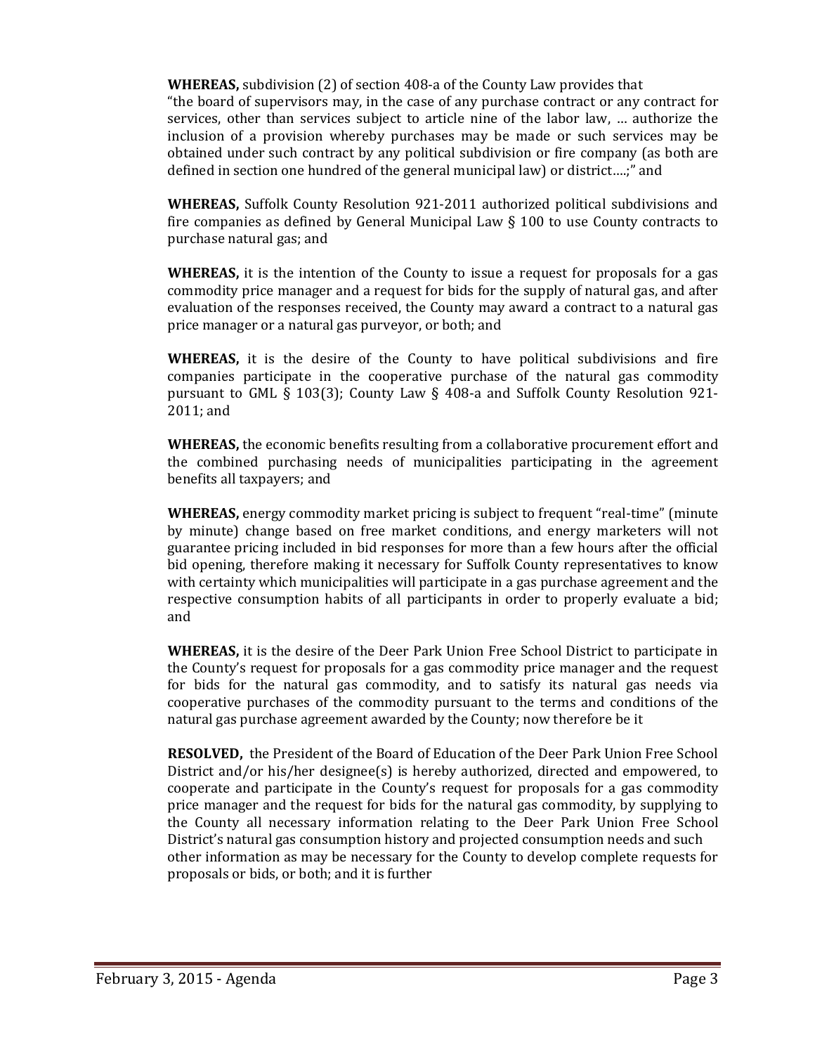**WHEREAS,** subdivision (2) of section 408-a of the County Law provides that "the board of supervisors may, in the case of any purchase contract or any contract for services, other than services subject to article nine of the labor law, … authorize the inclusion of a provision whereby purchases may be made or such services may be obtained under such contract by any political subdivision or fire company (as both are defined in section one hundred of the general municipal law) or district….;" and

**WHEREAS,** Suffolk County Resolution 921-2011 authorized political subdivisions and fire companies as defined by General Municipal Law § 100 to use County contracts to purchase natural gas; and

**WHEREAS,** it is the intention of the County to issue a request for proposals for a gas commodity price manager and a request for bids for the supply of natural gas, and after evaluation of the responses received, the County may award a contract to a natural gas price manager or a natural gas purveyor, or both; and

**WHEREAS,** it is the desire of the County to have political subdivisions and fire companies participate in the cooperative purchase of the natural gas commodity pursuant to GML § 103(3); County Law § 408-a and Suffolk County Resolution 921-2011; and

**WHEREAS,** the economic benefits resulting from a collaborative procurement effort and the combined purchasing needs of municipalities participating in the agreement benefits all taxpayers; and

**WHEREAS,** energy commodity market pricing is subject to frequent "real-time" (minute by minute) change based on free market conditions, and energy marketers will not guarantee pricing included in bid responses for more than a few hours after the official bid opening, therefore making it necessary for Suffolk County representatives to know with certainty which municipalities will participate in a gas purchase agreement and the respective consumption habits of all participants in order to properly evaluate a bid; and

**WHEREAS,** it is the desire of the Deer Park Union Free School District to participate in the County's request for proposals for a gas commodity price manager and the request for bids for the natural gas commodity, and to satisfy its natural gas needs via cooperative purchases of the commodity pursuant to the terms and conditions of the natural gas purchase agreement awarded by the County; now therefore be it

**RESOLVED,** the President of the Board of Education of the Deer Park Union Free School District and/or his/her designee(s) is hereby authorized, directed and empowered, to cooperate and participate in the County's request for proposals for a gas commodity price manager and the request for bids for the natural gas commodity, by supplying to the County all necessary information relating to the Deer Park Union Free School District's natural gas consumption history and projected consumption needs and such other information as may be necessary for the County to develop complete requests for proposals or bids, or both; and it is further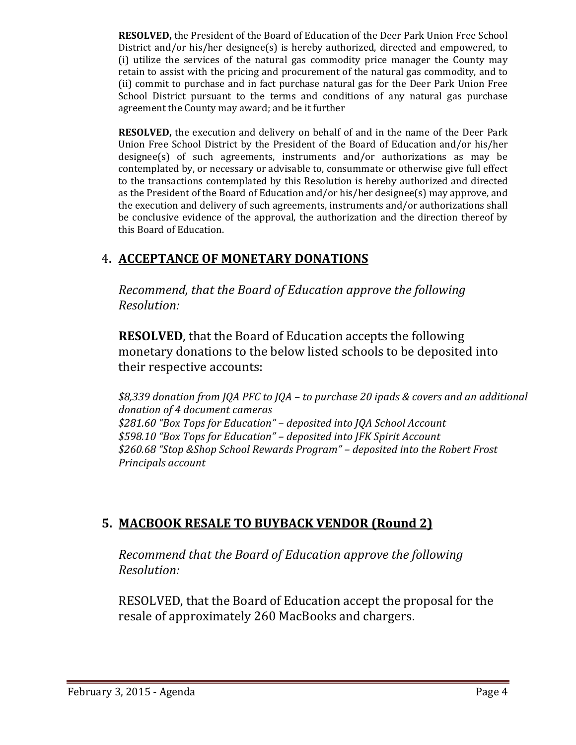**RESOLVED,** the President of the Board of Education of the Deer Park Union Free School District and/or his/her designee(s) is hereby authorized, directed and empowered, to (i) utilize the services of the natural gas commodity price manager the County may retain to assist with the pricing and procurement of the natural gas commodity, and to (ii) commit to purchase and in fact purchase natural gas for the Deer Park Union Free School District pursuant to the terms and conditions of any natural gas purchase agreement the County may award; and be it further

**RESOLVED,** the execution and delivery on behalf of and in the name of the Deer Park Union Free School District by the President of the Board of Education and/or his/her designee(s) of such agreements, instruments and/or authorizations as may be contemplated by, or necessary or advisable to, consummate or otherwise give full effect to the transactions contemplated by this Resolution is hereby authorized and directed as the President of the Board of Education and/or his/her designee(s) may approve, and the execution and delivery of such agreements, instruments and/or authorizations shall be conclusive evidence of the approval, the authorization and the direction thereof by this Board of Education.

## 4. ACCEPTANCE OF MONETARY DONATIONS

*Recommend, that the Board of Education approve the following Resolution:*

**RESOLVED**, that the Board of Education accepts the following monetary donations to the below listed schools to be deposited into their respective accounts:

*$8,339 donation from JQA PFC to JQA – to purchase 20 ipads & covers and an additional donation of 4 document cameras*
*$281.60 "Box Tops for Education" – deposited into JQA School Account*
*$598.10 "Box Tops for Education" – deposited into JFK Spirit Account*
*$260.68 "Stop &Shop School Rewards Program" – deposited into the Robert Frost Principals account*

## 5. MACBOOK RESALE TO BUYBACK VENDOR (Round 2)

*Recommend that the Board of Education approve the following Resolution:*

RESOLVED, that the Board of Education accept the proposal for the resale of approximately 260 MacBooks and chargers.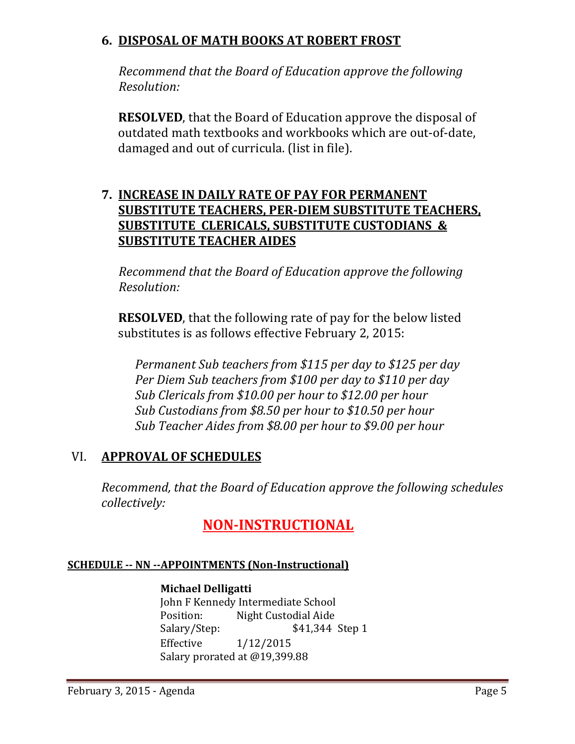## 6. DISPOSAL OF MATH BOOKS AT ROBERT FROST

*Recommend that the Board of Education approve the following Resolution:*

**RESOLVED**, that the Board of Education approve the disposal of outdated math textbooks and workbooks which are out-of-date, damaged and out of curricula. (list in file).

## 7. INCREASE IN DAILY RATE OF PAY FOR PERMANENT SUBSTITUTE TEACHERS, PER-DIEM SUBSTITUTE TEACHERS, SUBSTITUTE CLERICALS, SUBSTITUTE CUSTODIANS & SUBSTITUTE TEACHER AIDES

*Recommend that the Board of Education approve the following Resolution:*

**RESOLVED**, that the following rate of pay for the below listed substitutes is as follows effective February 2, 2015:

*Permanent Sub teachers from $115 per day to $125 per day*
*Per Diem Sub teachers from $100 per day to $110 per day*
*Sub Clericals from $10.00 per hour to $12.00 per hour*
*Sub Custodians from $8.50 per hour to $10.50 per hour*
*Sub Teacher Aides from $8.00 per hour to $9.00 per hour*

# VI. APPROVAL OF SCHEDULES

*Recommend, that the Board of Education approve the following schedules collectively:*

## NON-INSTRUCTIONAL

**SCHEDULE -- NN --APPOINTMENTS (Non-Instructional)**

**Michael Delligatti**
John F Kennedy Intermediate School
Position: Night Custodial Aide
Salary/Step: $41,344 Step 1
Effective 1/12/2015
Salary prorated at @19,399.88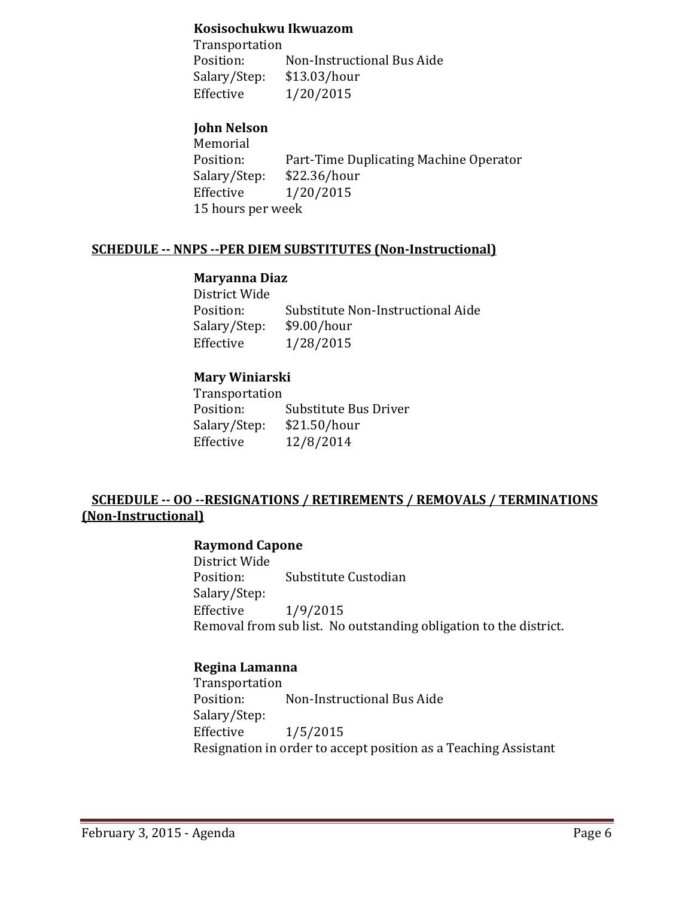**Kosisochukwu Ikwuazom**
Transportation
Position: Non-Instructional Bus Aide
Salary/Step: $13.03/hour
Effective 1/20/2015

**John Nelson**
Memorial
Position: Part-Time Duplicating Machine Operator
Salary/Step: $22.36/hour
Effective 1/20/2015
15 hours per week

## SCHEDULE -- NNPS --PER DIEM SUBSTITUTES (Non-Instructional)

**Maryanna Diaz**
District Wide
Position: Substitute Non-Instructional Aide
Salary/Step: $9.00/hour
Effective 1/28/2015

**Mary Winiarski**
Transportation
Position: Substitute Bus Driver
Salary/Step: $21.50/hour
Effective 12/8/2014

## SCHEDULE -- OO --RESIGNATIONS / RETIREMENTS / REMOVALS / TERMINATIONS (Non-Instructional)

**Raymond Capone**
District Wide
Position: Substitute Custodian
Salary/Step:
Effective 1/9/2015
Removal from sub list. No outstanding obligation to the district.

**Regina Lamanna**
Transportation
Position: Non-Instructional Bus Aide
Salary/Step:
Effective 1/5/2015
Resignation in order to accept position as a Teaching Assistant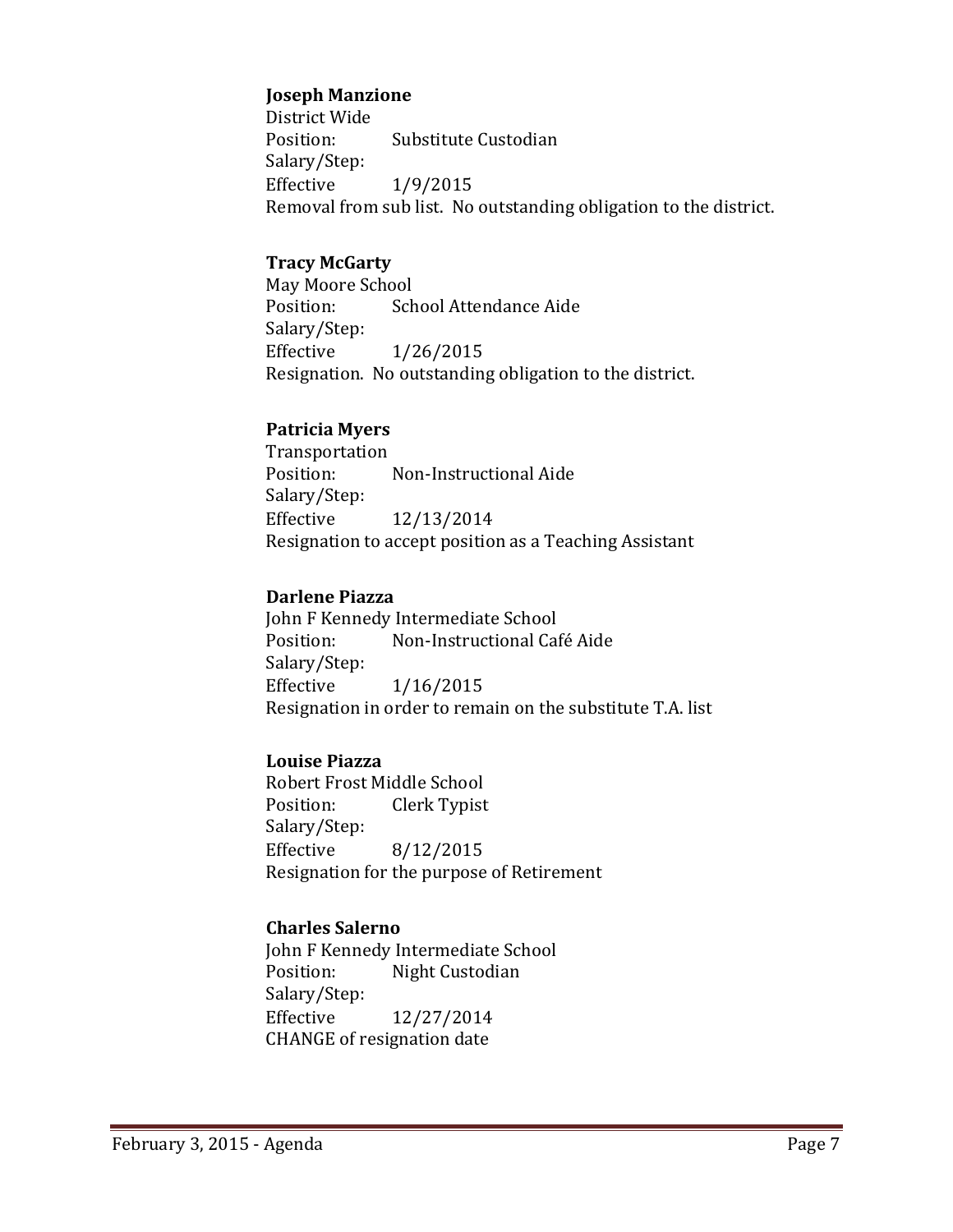**Joseph Manzione**
District Wide
Position: Substitute Custodian
Salary/Step:
Effective 1/9/2015
Removal from sub list. No outstanding obligation to the district.

**Tracy McGarty**
May Moore School
Position: School Attendance Aide
Salary/Step:
Effective 1/26/2015
Resignation. No outstanding obligation to the district.

**Patricia Myers**
Transportation
Position: Non-Instructional Aide
Salary/Step:
Effective 12/13/2014
Resignation to accept position as a Teaching Assistant

**Darlene Piazza**
John F Kennedy Intermediate School
Position: Non-Instructional Café Aide
Salary/Step:
Effective 1/16/2015
Resignation in order to remain on the substitute T.A. list

**Louise Piazza**
Robert Frost Middle School
Position: Clerk Typist
Salary/Step:
Effective 8/12/2015
Resignation for the purpose of Retirement

**Charles Salerno**
John F Kennedy Intermediate School
Position: Night Custodian
Salary/Step:
Effective 12/27/2014
CHANGE of resignation date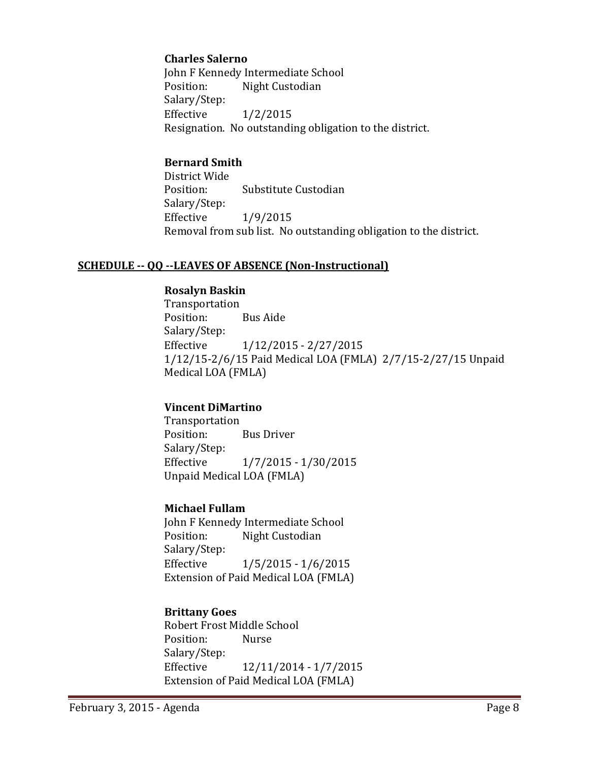**Charles Salerno**
John F Kennedy Intermediate School
Position: Night Custodian
Salary/Step:
Effective 1/2/2015
Resignation. No outstanding obligation to the district.

**Bernard Smith**
District Wide
Position: Substitute Custodian
Salary/Step:
Effective 1/9/2015
Removal from sub list. No outstanding obligation to the district.

## SCHEDULE -- QQ --LEAVES OF ABSENCE (Non-Instructional)

**Rosalyn Baskin**
Transportation
Position: Bus Aide
Salary/Step:
Effective 1/12/2015 - 2/27/2015
1/12/15-2/6/15 Paid Medical LOA (FMLA) 2/7/15-2/27/15 Unpaid Medical LOA (FMLA)

**Vincent DiMartino**
Transportation
Position: Bus Driver
Salary/Step:
Effective 1/7/2015 - 1/30/2015
Unpaid Medical LOA (FMLA)

**Michael Fullam**
John F Kennedy Intermediate School
Position: Night Custodian
Salary/Step:
Effective 1/5/2015 - 1/6/2015
Extension of Paid Medical LOA (FMLA)

**Brittany Goes**
Robert Frost Middle School
Position: Nurse
Salary/Step:
Effective 12/11/2014 - 1/7/2015
Extension of Paid Medical LOA (FMLA)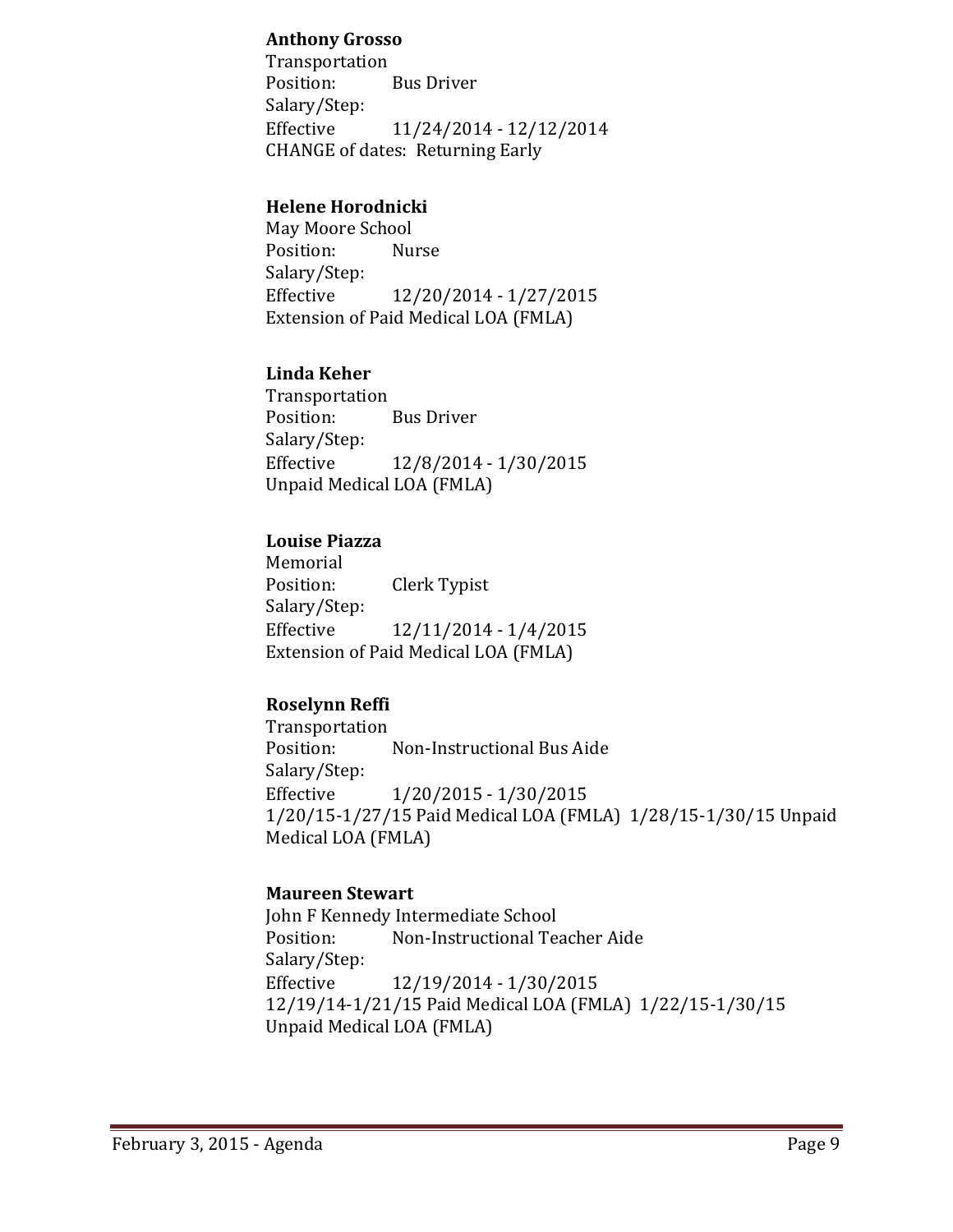**Anthony Grosso**
Transportation
Position: Bus Driver
Salary/Step:
Effective 11/24/2014 - 12/12/2014
CHANGE of dates: Returning Early

**Helene Horodnicki**
May Moore School
Position: Nurse
Salary/Step:
Effective 12/20/2014 - 1/27/2015
Extension of Paid Medical LOA (FMLA)

**Linda Keher**
Transportation
Position: Bus Driver
Salary/Step:
Effective 12/8/2014 - 1/30/2015
Unpaid Medical LOA (FMLA)

**Louise Piazza**
Memorial
Position: Clerk Typist
Salary/Step:
Effective 12/11/2014 - 1/4/2015
Extension of Paid Medical LOA (FMLA)

**Roselynn Reffi**
Transportation
Position: Non-Instructional Bus Aide
Salary/Step:
Effective 1/20/2015 - 1/30/2015
1/20/15-1/27/15 Paid Medical LOA (FMLA) 1/28/15-1/30/15 Unpaid Medical LOA (FMLA)

**Maureen Stewart**
John F Kennedy Intermediate School
Position: Non-Instructional Teacher Aide
Salary/Step:
Effective 12/19/2014 - 1/30/2015
12/19/14-1/21/15 Paid Medical LOA (FMLA) 1/22/15-1/30/15 Unpaid Medical LOA (FMLA)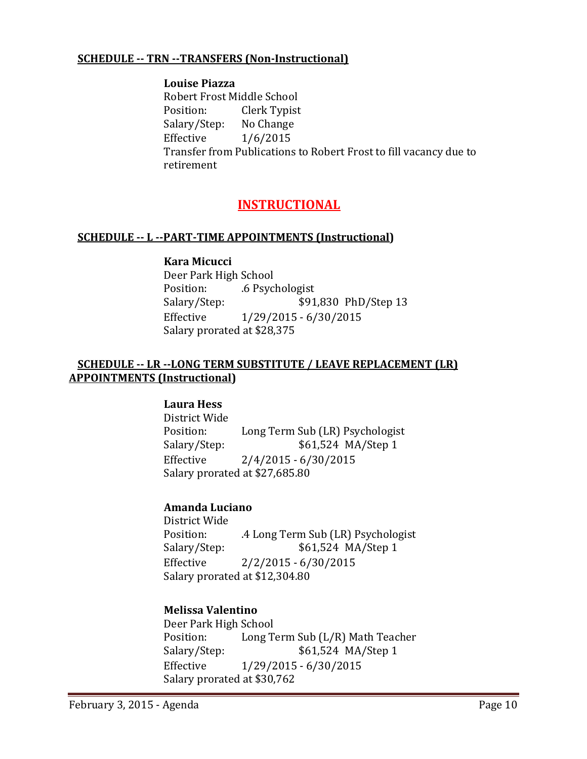**SCHEDULE -- TRN --TRANSFERS (Non-Instructional)**

**Louise Piazza**
Robert Frost Middle School
Position: Clerk Typist
Salary/Step: No Change
Effective 1/6/2015
Transfer from Publications to Robert Frost to fill vacancy due to retirement

## INSTRUCTIONAL

**SCHEDULE -- L --PART-TIME APPOINTMENTS (Instructional)**

**Kara Micucci**
Deer Park High School
Position: .6 Psychologist
Salary/Step: $91,830 PhD/Step 13
Effective 1/29/2015 - 6/30/2015
Salary prorated at $28,375

**SCHEDULE -- LR --LONG TERM SUBSTITUTE / LEAVE REPLACEMENT (LR) APPOINTMENTS (Instructional)**

**Laura Hess**
District Wide
Position: Long Term Sub (LR) Psychologist
Salary/Step: $61,524 MA/Step 1
Effective 2/4/2015 - 6/30/2015
Salary prorated at $27,685.80

**Amanda Luciano**
District Wide
Position: .4 Long Term Sub (LR) Psychologist
Salary/Step: $61,524 MA/Step 1
Effective 2/2/2015 - 6/30/2015
Salary prorated at $12,304.80

**Melissa Valentino**
Deer Park High School
Position: Long Term Sub (L/R) Math Teacher
Salary/Step: $61,524 MA/Step 1
Effective 1/29/2015 - 6/30/2015
Salary prorated at $30,762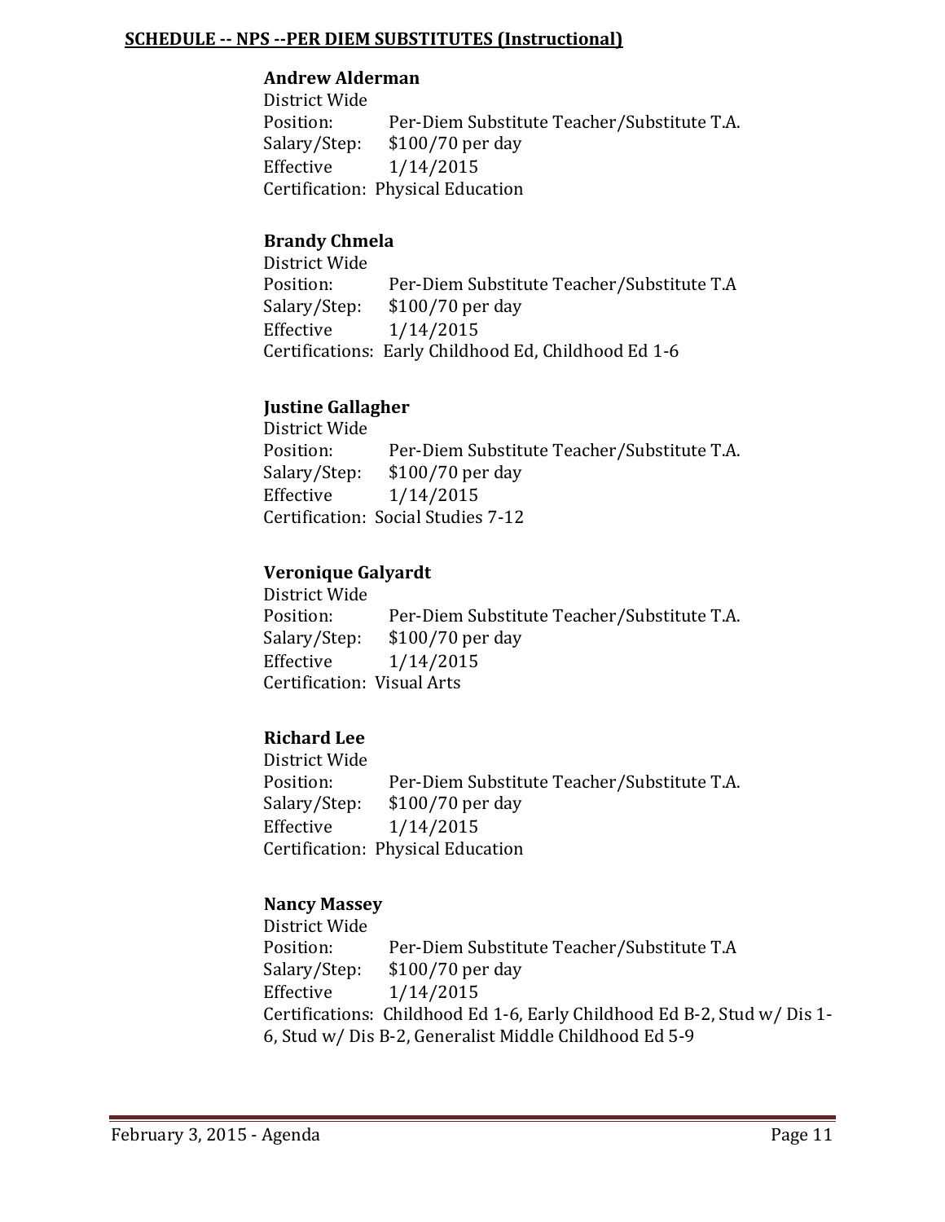**SCHEDULE -- NPS --PER DIEM SUBSTITUTES (Instructional)**

**Andrew Alderman**
District Wide
Position: Per-Diem Substitute Teacher/Substitute T.A.
Salary/Step: $100/70 per day
Effective 1/14/2015
Certification: Physical Education

**Brandy Chmela**
District Wide
Position: Per-Diem Substitute Teacher/Substitute T.A
Salary/Step: $100/70 per day
Effective 1/14/2015
Certifications: Early Childhood Ed, Childhood Ed 1-6

**Justine Gallagher**
District Wide
Position: Per-Diem Substitute Teacher/Substitute T.A.
Salary/Step: $100/70 per day
Effective 1/14/2015
Certification: Social Studies 7-12

**Veronique Galyardt**
District Wide
Position: Per-Diem Substitute Teacher/Substitute T.A.
Salary/Step: $100/70 per day
Effective 1/14/2015
Certification: Visual Arts

**Richard Lee**
District Wide
Position: Per-Diem Substitute Teacher/Substitute T.A.
Salary/Step: $100/70 per day
Effective 1/14/2015
Certification: Physical Education

**Nancy Massey**
District Wide
Position: Per-Diem Substitute Teacher/Substitute T.A
Salary/Step: $100/70 per day
Effective 1/14/2015
Certifications: Childhood Ed 1-6, Early Childhood Ed B-2, Stud w/ Dis 1-6, Stud w/ Dis B-2, Generalist Middle Childhood Ed 5-9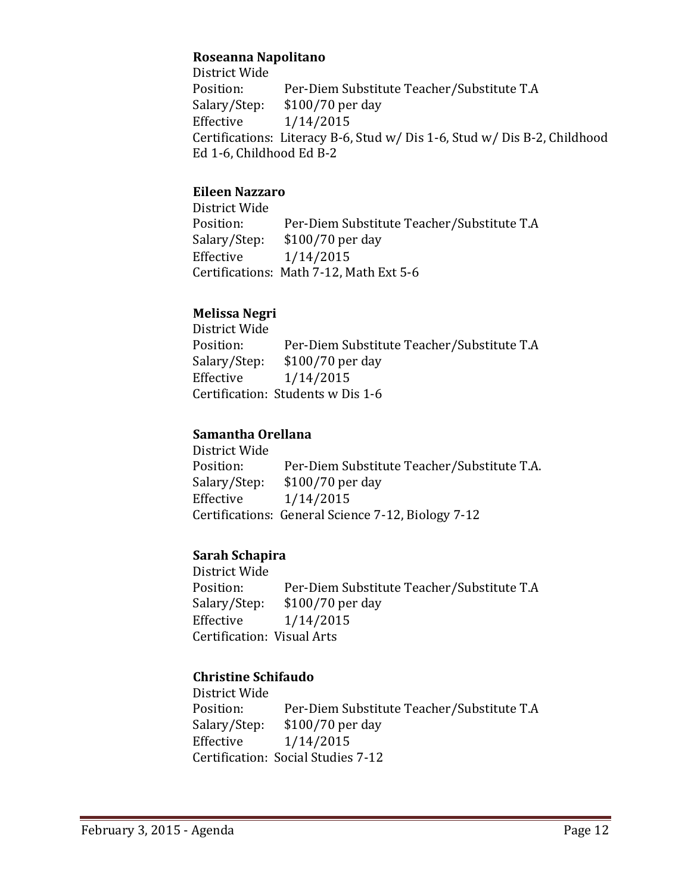**Roseanna Napolitano**
District Wide
Position: Per-Diem Substitute Teacher/Substitute T.A
Salary/Step: $100/70 per day
Effective 1/14/2015
Certifications: Literacy B-6, Stud w/ Dis 1-6, Stud w/ Dis B-2, Childhood Ed 1-6, Childhood Ed B-2

**Eileen Nazzaro**
District Wide
Position: Per-Diem Substitute Teacher/Substitute T.A
Salary/Step: $100/70 per day
Effective 1/14/2015
Certifications: Math 7-12, Math Ext 5-6

**Melissa Negri**
District Wide
Position: Per-Diem Substitute Teacher/Substitute T.A
Salary/Step: $100/70 per day
Effective 1/14/2015
Certification: Students w Dis 1-6

**Samantha Orellana**
District Wide
Position: Per-Diem Substitute Teacher/Substitute T.A.
Salary/Step: $100/70 per day
Effective 1/14/2015
Certifications: General Science 7-12, Biology 7-12

**Sarah Schapira**
District Wide
Position: Per-Diem Substitute Teacher/Substitute T.A
Salary/Step: $100/70 per day
Effective 1/14/2015
Certification: Visual Arts

**Christine Schifaudo**
District Wide
Position: Per-Diem Substitute Teacher/Substitute T.A
Salary/Step: $100/70 per day
Effective 1/14/2015
Certification: Social Studies 7-12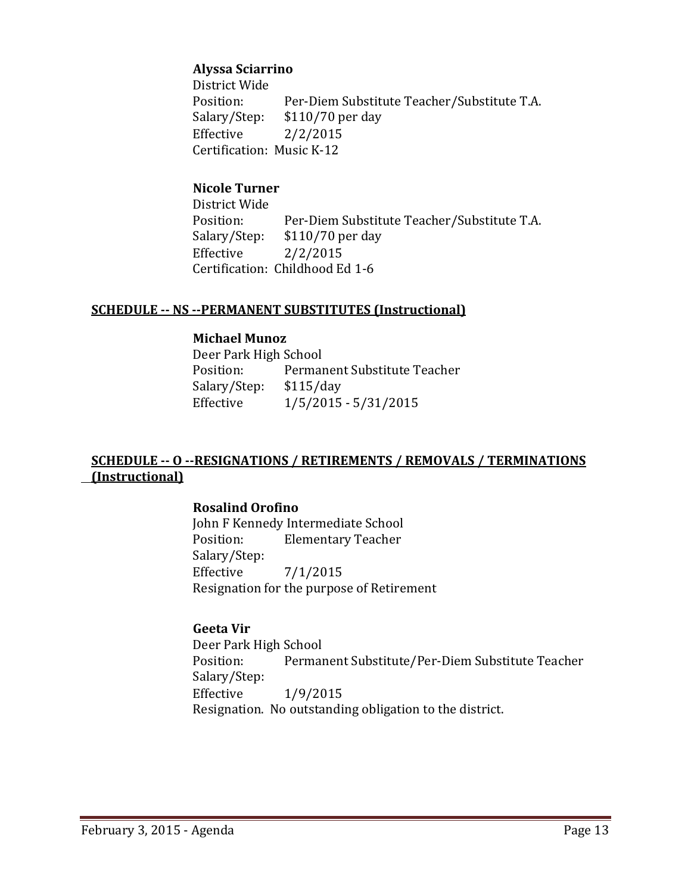**Alyssa Sciarrino**
District Wide
Position: Per-Diem Substitute Teacher/Substitute T.A.
Salary/Step: $110/70 per day
Effective 2/2/2015
Certification: Music K-12

**Nicole Turner**
District Wide
Position: Per-Diem Substitute Teacher/Substitute T.A.
Salary/Step: $110/70 per day
Effective 2/2/2015
Certification: Childhood Ed 1-6

**SCHEDULE -- NS --PERMANENT SUBSTITUTES (Instructional)**

**Michael Munoz**
Deer Park High School
Position: Permanent Substitute Teacher
Salary/Step: $115/day
Effective 1/5/2015 - 5/31/2015

**SCHEDULE -- O --RESIGNATIONS / RETIREMENTS / REMOVALS / TERMINATIONS (Instructional)**

**Rosalind Orofino**
John F Kennedy Intermediate School
Position: Elementary Teacher
Salary/Step:
Effective 7/1/2015
Resignation for the purpose of Retirement

**Geeta Vir**
Deer Park High School
Position: Permanent Substitute/Per-Diem Substitute Teacher
Salary/Step:
Effective 1/9/2015
Resignation. No outstanding obligation to the district.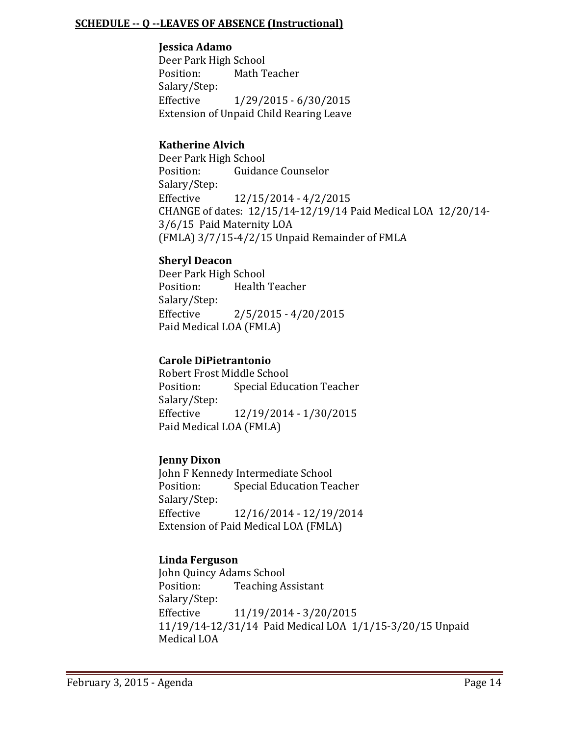**SCHEDULE -- Q --LEAVES OF ABSENCE (Instructional)**

**Jessica Adamo**
Deer Park High School
Position: Math Teacher
Salary/Step:
Effective 1/29/2015 - 6/30/2015
Extension of Unpaid Child Rearing Leave

**Katherine Alvich**
Deer Park High School
Position: Guidance Counselor
Salary/Step:
Effective 12/15/2014 - 4/2/2015
CHANGE of dates: 12/15/14-12/19/14 Paid Medical LOA 12/20/14-3/6/15 Paid Maternity LOA
(FMLA) 3/7/15-4/2/15 Unpaid Remainder of FMLA

**Sheryl Deacon**
Deer Park High School
Position: Health Teacher
Salary/Step:
Effective 2/5/2015 - 4/20/2015
Paid Medical LOA (FMLA)

**Carole DiPietrantonio**
Robert Frost Middle School
Position: Special Education Teacher
Salary/Step:
Effective 12/19/2014 - 1/30/2015
Paid Medical LOA (FMLA)

**Jenny Dixon**
John F Kennedy Intermediate School
Position: Special Education Teacher
Salary/Step:
Effective 12/16/2014 - 12/19/2014
Extension of Paid Medical LOA (FMLA)

**Linda Ferguson**
John Quincy Adams School
Position: Teaching Assistant
Salary/Step:
Effective 11/19/2014 - 3/20/2015
11/19/14-12/31/14 Paid Medical LOA 1/1/15-3/20/15 Unpaid Medical LOA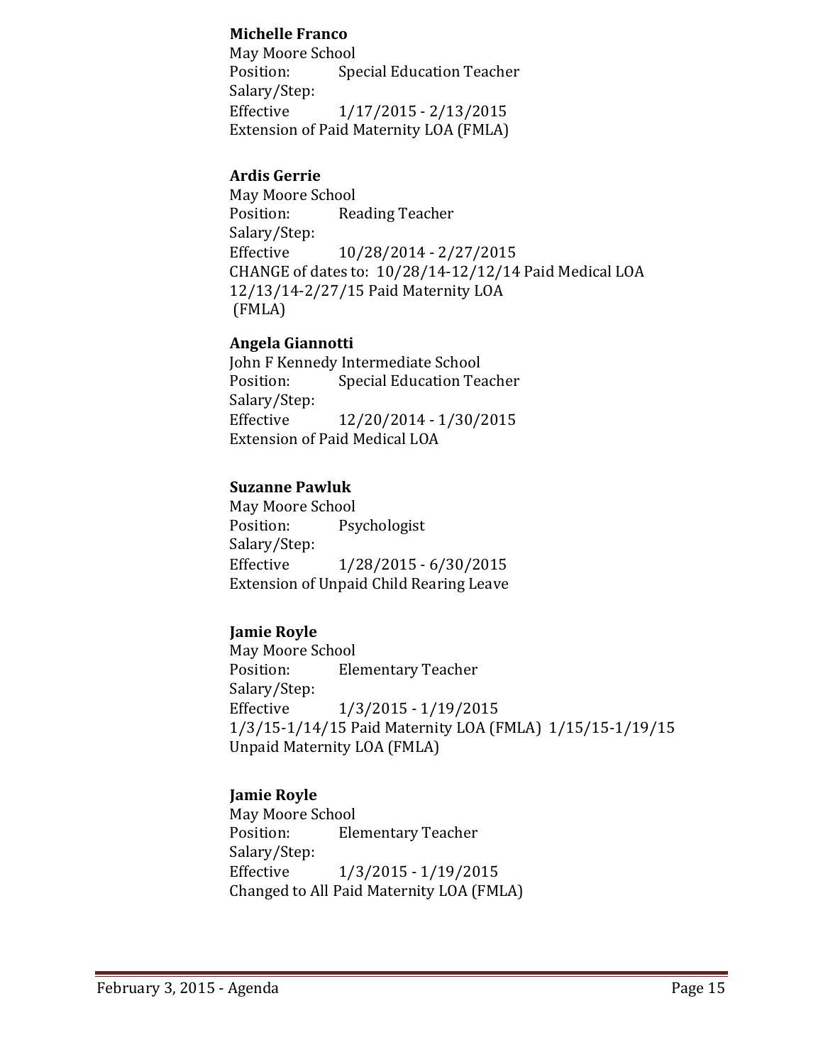**Michelle Franco**
May Moore School
Position: Special Education Teacher
Salary/Step:
Effective 1/17/2015 - 2/13/2015
Extension of Paid Maternity LOA (FMLA)

**Ardis Gerrie**
May Moore School
Position: Reading Teacher
Salary/Step:
Effective 10/28/2014 - 2/27/2015
CHANGE of dates to: 10/28/14-12/12/14 Paid Medical LOA
12/13/14-2/27/15 Paid Maternity LOA
(FMLA)

**Angela Giannotti**
John F Kennedy Intermediate School
Position: Special Education Teacher
Salary/Step:
Effective 12/20/2014 - 1/30/2015
Extension of Paid Medical LOA

**Suzanne Pawluk**
May Moore School
Position: Psychologist
Salary/Step:
Effective 1/28/2015 - 6/30/2015
Extension of Unpaid Child Rearing Leave

**Jamie Royle**
May Moore School
Position: Elementary Teacher
Salary/Step:
Effective 1/3/2015 - 1/19/2015
1/3/15-1/14/15 Paid Maternity LOA (FMLA) 1/15/15-1/19/15
Unpaid Maternity LOA (FMLA)

**Jamie Royle**
May Moore School
Position: Elementary Teacher
Salary/Step:
Effective 1/3/2015 - 1/19/2015
Changed to All Paid Maternity LOA (FMLA)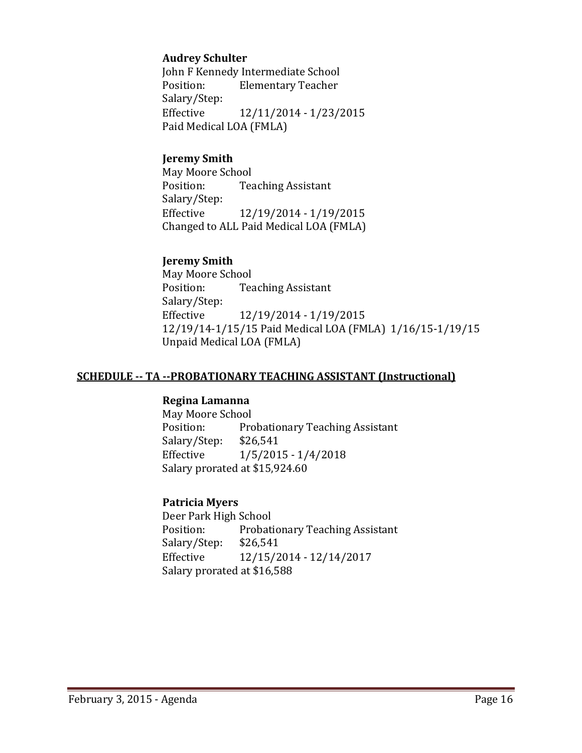**Audrey Schulter**
John F Kennedy Intermediate School
Position: Elementary Teacher
Salary/Step:
Effective 12/11/2014 - 1/23/2015
Paid Medical LOA (FMLA)

**Jeremy Smith**
May Moore School
Position: Teaching Assistant
Salary/Step:
Effective 12/19/2014 - 1/19/2015
Changed to ALL Paid Medical LOA (FMLA)

**Jeremy Smith**
May Moore School
Position: Teaching Assistant
Salary/Step:
Effective 12/19/2014 - 1/19/2015
12/19/14-1/15/15 Paid Medical LOA (FMLA) 1/16/15-1/19/15 Unpaid Medical LOA (FMLA)

**SCHEDULE -- TA --PROBATIONARY TEACHING ASSISTANT (Instructional)**

**Regina Lamanna**
May Moore School
Position: Probationary Teaching Assistant
Salary/Step: $26,541
Effective 1/5/2015 - 1/4/2018
Salary prorated at $15,924.60

**Patricia Myers**
Deer Park High School
Position: Probationary Teaching Assistant
Salary/Step: $26,541
Effective 12/15/2014 - 12/14/2017
Salary prorated at $16,588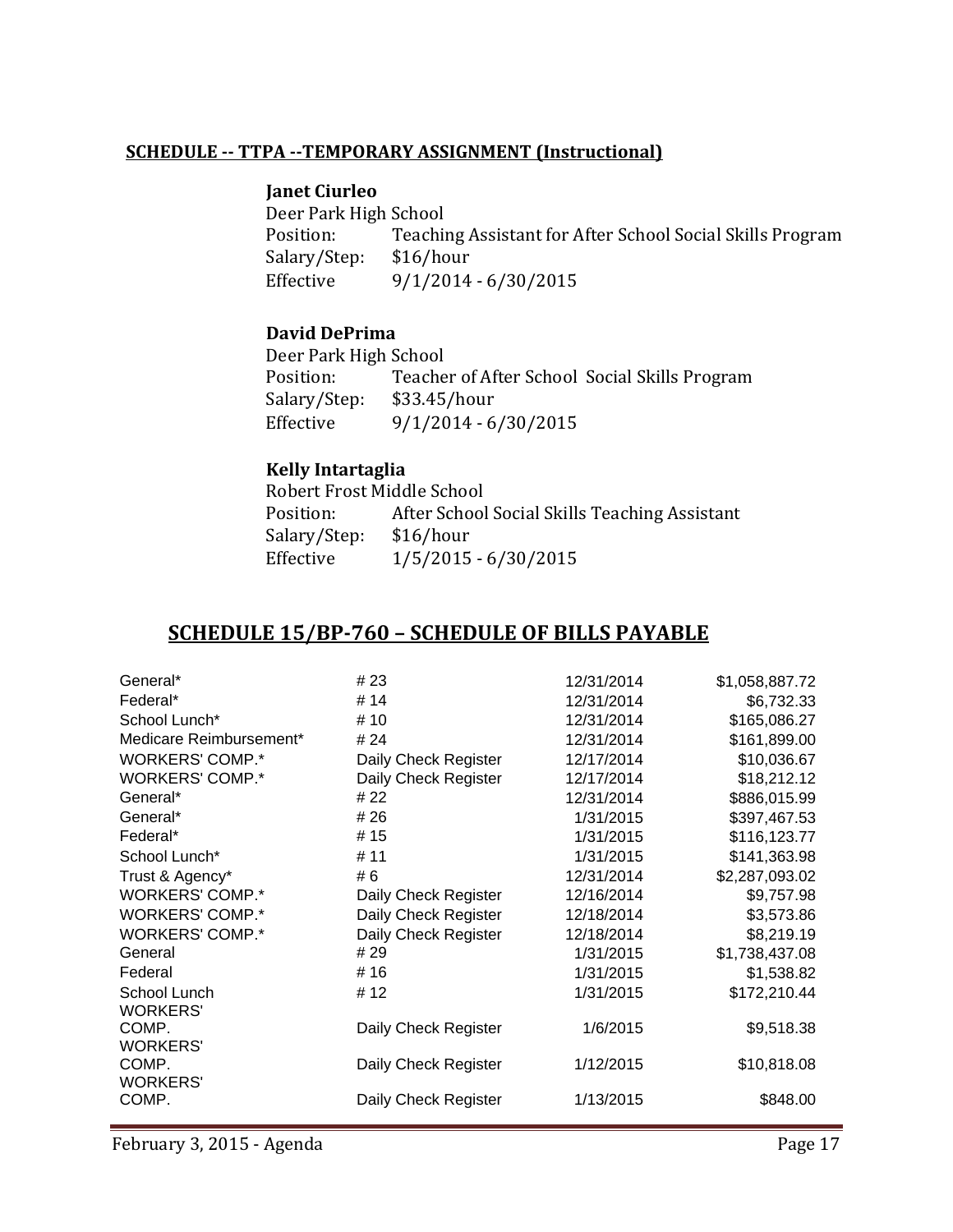**SCHEDULE -- TTPA --TEMPORARY ASSIGNMENT (Instructional)**

**Janet Ciurleo**
Deer Park High School
Position: Teaching Assistant for After School Social Skills Program
Salary/Step: $16/hour
Effective 9/1/2014 - 6/30/2015

**David DePrima**
Deer Park High School
Position: Teacher of After School Social Skills Program
Salary/Step: $33.45/hour
Effective 9/1/2014 - 6/30/2015

**Kelly Intartaglia**
Robert Frost Middle School
Position: After School Social Skills Teaching Assistant
Salary/Step: $16/hour
Effective 1/5/2015 - 6/30/2015

## SCHEDULE 15/BP-760 – SCHEDULE OF BILLS PAYABLE

| | | | |
|---|---|---|---|
| General* | # 23 | 12/31/2014 | $1,058,887.72 |
| Federal* | # 14 | 12/31/2014 | $6,732.33 |
| School Lunch* | # 10 | 12/31/2014 | $165,086.27 |
| Medicare Reimbursement* | # 24 | 12/31/2014 | $161,899.00 |
| WORKERS' COMP.* | Daily Check Register | 12/17/2014 | $10,036.67 |
| WORKERS' COMP.* | Daily Check Register | 12/17/2014 | $18,212.12 |
| General* | # 22 | 12/31/2014 | $886,015.99 |
| General* | # 26 | 1/31/2015 | $397,467.53 |
| Federal* | # 15 | 1/31/2015 | $116,123.77 |
| School Lunch* | # 11 | 1/31/2015 | $141,363.98 |
| Trust & Agency* | # 6 | 12/31/2014 | $2,287,093.02 |
| WORKERS' COMP.* | Daily Check Register | 12/16/2014 | $9,757.98 |
| WORKERS' COMP.* | Daily Check Register | 12/18/2014 | $3,573.86 |
| WORKERS' COMP.* | Daily Check Register | 12/18/2014 | $8,219.19 |
| General | # 29 | 1/31/2015 | $1,738,437.08 |
| Federal | # 16 | 1/31/2015 | $1,538.82 |
| School Lunch | # 12 | 1/31/2015 | $172,210.44 |
| WORKERS' COMP. | Daily Check Register | 1/6/2015 | $9,518.38 |
| WORKERS' COMP. | Daily Check Register | 1/12/2015 | $10,818.08 |
| WORKERS' COMP. | Daily Check Register | 1/13/2015 | $848.00 |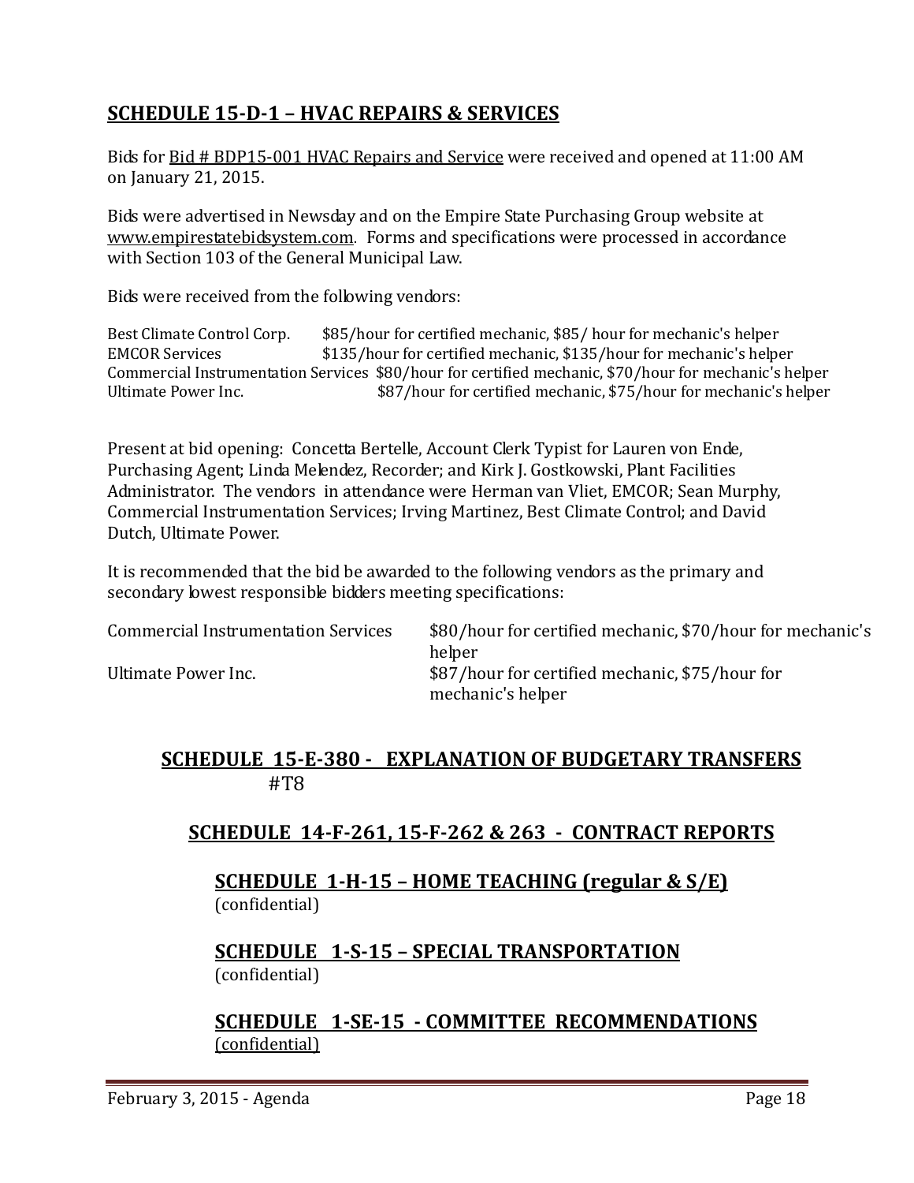## SCHEDULE 15-D-1 – HVAC REPAIRS & SERVICES

Bids for Bid # BDP15-001 HVAC Repairs and Service were received and opened at 11:00 AM on January 21, 2015.

Bids were advertised in Newsday and on the Empire State Purchasing Group website at www.empirestatebidsystem.com. Forms and specifications were processed in accordance with Section 103 of the General Municipal Law.

Bids were received from the following vendors:

| Vendor | Bid |
|---|---|
| Best Climate Control Corp. | \$85/hour for certified mechanic, \$85/ hour for mechanic's helper |
| EMCOR Services | \$135/hour for certified mechanic, \$135/hour for mechanic's helper |
| Commercial Instrumentation Services | \$80/hour for certified mechanic, \$70/hour for mechanic's helper |
| Ultimate Power Inc. | \$87/hour for certified mechanic, \$75/hour for mechanic's helper |

Present at bid opening: Concetta Bertelle, Account Clerk Typist for Lauren von Ende, Purchasing Agent; Linda Melendez, Recorder; and Kirk J. Gostkowski, Plant Facilities Administrator. The vendors in attendance were Herman van Vliet, EMCOR; Sean Murphy, Commercial Instrumentation Services; Irving Martinez, Best Climate Control; and David Dutch, Ultimate Power.

It is recommended that the bid be awarded to the following vendors as the primary and secondary lowest responsible bidders meeting specifications:

| Vendor | Bid |
|---|---|
| Commercial Instrumentation Services | \$80/hour for certified mechanic, \$70/hour for mechanic's helper |
| Ultimate Power Inc. | \$87/hour for certified mechanic, \$75/hour for mechanic's helper |

## SCHEDULE 15-E-380 - EXPLANATION OF BUDGETARY TRANSFERS

#T8

## SCHEDULE 14-F-261, 15-F-262 & 263 - CONTRACT REPORTS

## SCHEDULE 1-H-15 – HOME TEACHING (regular & S/E)

(confidential)

## SCHEDULE 1-S-15 – SPECIAL TRANSPORTATION

(confidential)

## SCHEDULE 1-SE-15 - COMMITTEE RECOMMENDATIONS

(confidential)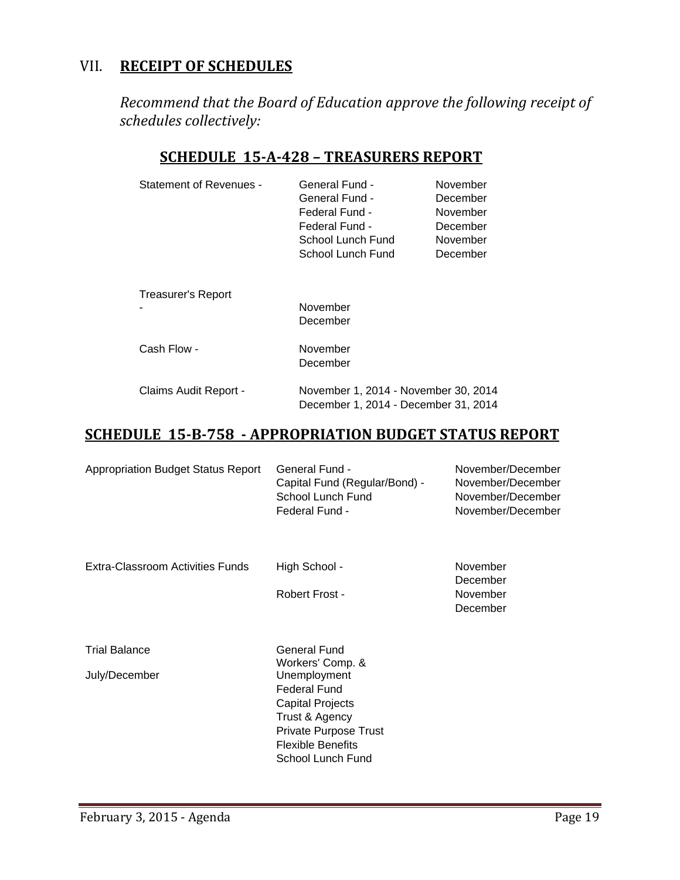## VII. **RECEIPT OF SCHEDULES**

*Recommend that the Board of Education approve the following receipt of schedules collectively:*

### SCHEDULE 15-A-428 – TREASURERS REPORT

| | | |
|---|---|---|
| Statement of Revenues - | General Fund - | November |
| | General Fund - | December |
| | Federal Fund - | November |
| | Federal Fund - | December |
| | School Lunch Fund | November |
| | School Lunch Fund | December |
| Treasurer's Report - | November | |
| | December | |
| Cash Flow - | November | |
| | December | |
| Claims Audit Report - | November 1, 2014 - November 30, 2014 | |
| | December 1, 2014 - December 31, 2014 | |

### SCHEDULE 15-B-758 - APPROPRIATION BUDGET STATUS REPORT

| | | |
|---|---|---|
| Appropriation Budget Status Report | General Fund - | November/December |
| | Capital Fund (Regular/Bond) - | November/December |
| | School Lunch Fund | November/December |
| | Federal Fund - | November/December |
| Extra-Classroom Activities Funds | High School - | November |
| | | December |
| | Robert Frost - | November |
| | | December |
| Trial Balance | General Fund | |
| July/December | Workers' Comp. & Unemployment | |
| | Federal Fund | |
| | Capital Projects | |
| | Trust & Agency | |
| | Private Purpose Trust | |
| | Flexible Benefits | |
| | School Lunch Fund | |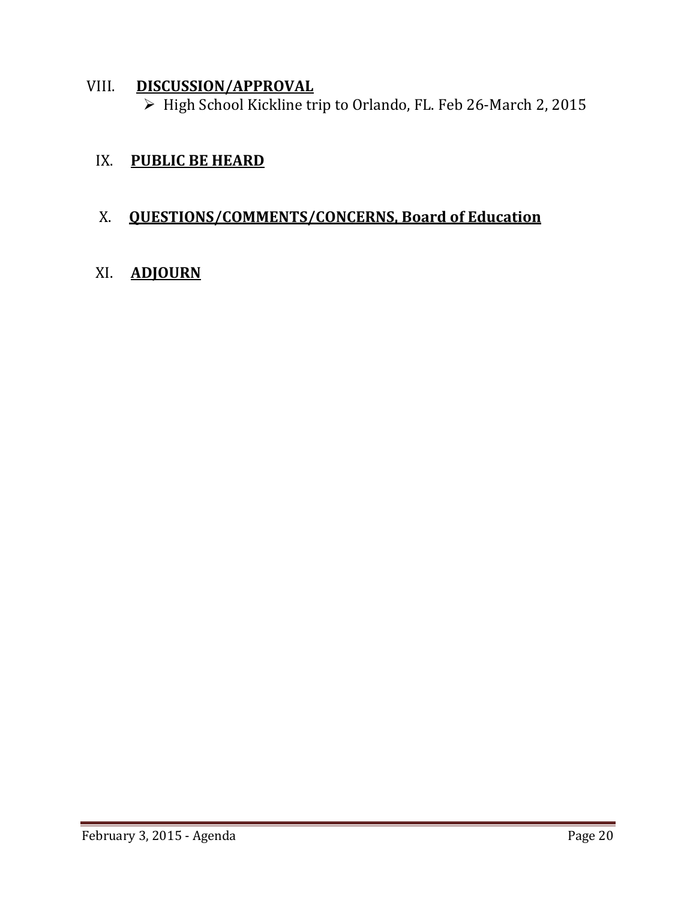## VIII. DISCUSSION/APPROVAL

- High School Kickline trip to Orlando, FL. Feb 26-March 2, 2015

## IX. PUBLIC BE HEARD

## X. QUESTIONS/COMMENTS/CONCERNS, Board of Education

## XI. ADJOURN